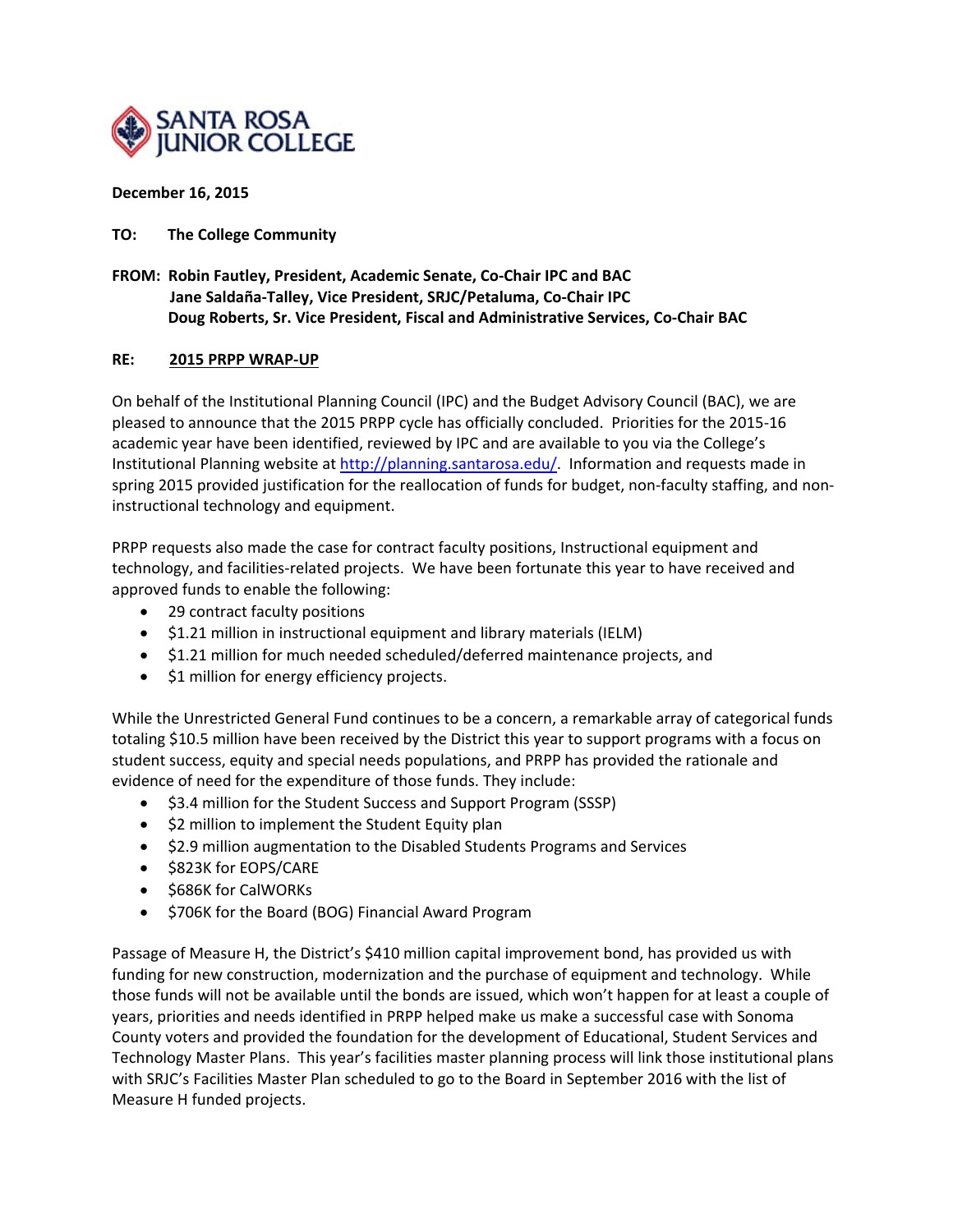SANTA ROSA JUNIOR COLLEGE

**December 16, 2015**

**TO: The College Community**

**FROM: Robin Fautley, President, Academic Senate, Co-Chair IPC and BAC**
**Jane Saldaña-Talley, Vice President, SRJC/Petaluma, Co-Chair IPC**
**Doug Roberts, Sr. Vice President, Fiscal and Administrative Services, Co-Chair BAC**

**RE: 2015 PRPP WRAP-UP**

On behalf of the Institutional Planning Council (IPC) and the Budget Advisory Council (BAC), we are pleased to announce that the 2015 PRPP cycle has officially concluded. Priorities for the 2015-16 academic year have been identified, reviewed by IPC and are available to you via the College's Institutional Planning website at http://planning.santarosa.edu/. Information and requests made in spring 2015 provided justification for the reallocation of funds for budget, non-faculty staffing, and non-instructional technology and equipment.

PRPP requests also made the case for contract faculty positions, Instructional equipment and technology, and facilities-related projects. We have been fortunate this year to have received and approved funds to enable the following:

- 29 contract faculty positions
- $1.21 million in instructional equipment and library materials (IELM)
- $1.21 million for much needed scheduled/deferred maintenance projects, and
- $1 million for energy efficiency projects.

While the Unrestricted General Fund continues to be a concern, a remarkable array of categorical funds totaling $10.5 million have been received by the District this year to support programs with a focus on student success, equity and special needs populations, and PRPP has provided the rationale and evidence of need for the expenditure of those funds. They include:

- $3.4 million for the Student Success and Support Program (SSSP)
- $2 million to implement the Student Equity plan
- $2.9 million augmentation to the Disabled Students Programs and Services
- $823K for EOPS/CARE
- $686K for CalWORKs
- $706K for the Board (BOG) Financial Award Program

Passage of Measure H, the District's $410 million capital improvement bond, has provided us with funding for new construction, modernization and the purchase of equipment and technology. While those funds will not be available until the bonds are issued, which won't happen for at least a couple of years, priorities and needs identified in PRPP helped make us make a successful case with Sonoma County voters and provided the foundation for the development of Educational, Student Services and Technology Master Plans. This year's facilities master planning process will link those institutional plans with SRJC's Facilities Master Plan scheduled to go to the Board in September 2016 with the list of Measure H funded projects.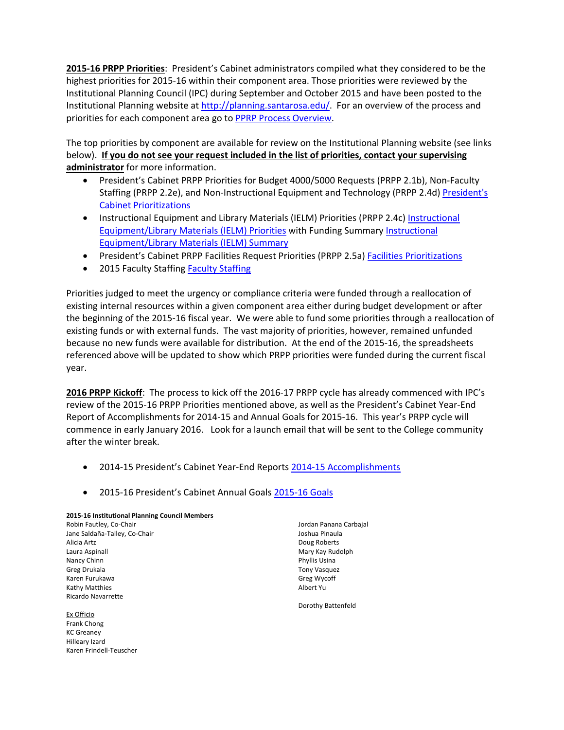**2015-16 PRPP Priorities**: President's Cabinet administrators compiled what they considered to be the highest priorities for 2015-16 within their component area. Those priorities were reviewed by the Institutional Planning Council (IPC) during September and October 2015 and have been posted to the Institutional Planning website at [http://planning.santarosa.edu/](http://planning.santarosa.edu/). For an overview of the process and priorities for each component area go to PPRP Process Overview.

The top priorities by component are available for review on the Institutional Planning website (see links below). **If you do not see your request included in the list of priorities, contact your supervising administrator** for more information.

- President's Cabinet PRPP Priorities for Budget 4000/5000 Requests (PRPP 2.1b), Non-Faculty Staffing (PRPP 2.2e), and Non-Instructional Equipment and Technology (PRPP 2.4d) President's Cabinet Prioritizations
- Instructional Equipment and Library Materials (IELM) Priorities (PRPP 2.4c) Instructional Equipment/Library Materials (IELM) Priorities with Funding Summary Instructional Equipment/Library Materials (IELM) Summary
- President's Cabinet PRPP Facilities Request Priorities (PRPP 2.5a) Facilities Prioritizations
- 2015 Faculty Staffing Faculty Staffing

Priorities judged to meet the urgency or compliance criteria were funded through a reallocation of existing internal resources within a given component area either during budget development or after the beginning of the 2015-16 fiscal year. We were able to fund some priorities through a reallocation of existing funds or with external funds. The vast majority of priorities, however, remained unfunded because no new funds were available for distribution. At the end of the 2015-16, the spreadsheets referenced above will be updated to show which PRPP priorities were funded during the current fiscal year.

**2016 PRPP Kickoff**: The process to kick off the 2016-17 PRPP cycle has already commenced with IPC's review of the 2015-16 PRPP Priorities mentioned above, as well as the President's Cabinet Year-End Report of Accomplishments for 2014-15 and Annual Goals for 2015-16. This year's PRPP cycle will commence in early January 2016. Look for a launch email that will be sent to the College community after the winter break.

- 2014-15 President's Cabinet Year-End Reports 2014-15 Accomplishments
- 2015-16 President's Cabinet Annual Goals 2015-16 Goals

**2015-16 Institutional Planning Council Members**

Robin Fautley, Co-Chair
Jane Saldaña-Talley, Co-Chair
Alicia Artz
Laura Aspinall
Nancy Chinn
Greg Drukala
Karen Furukawa
Kathy Matthies
Ricardo Navarrette
Jordan Panana Carbajal
Joshua Pinaula
Doug Roberts
Mary Kay Rudolph
Phyllis Usina
Tony Vasquez
Greg Wycoff
Albert Yu

Dorothy Battenfeld

Ex Officio
Frank Chong
KC Greaney
Hilleary Izard
Karen Frindell-Teuscher